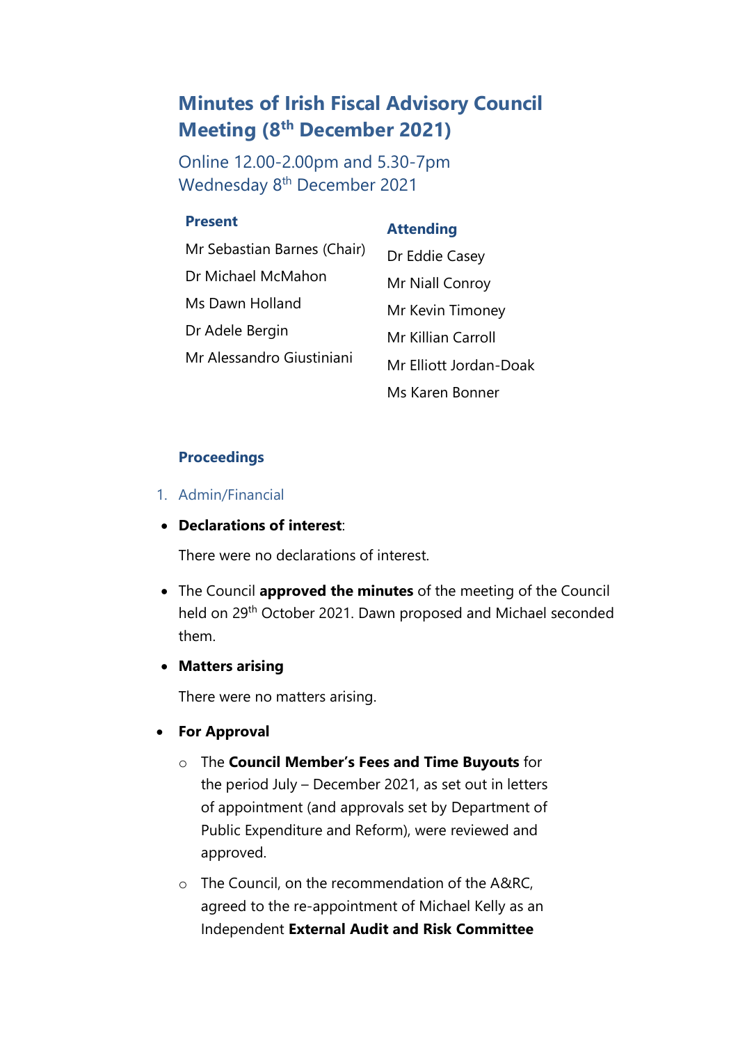# Minutes of Irish Fiscal Advisory Council Meeting (8th December 2021)

Online 12.00-2.00pm and 5.30-7pm
Wednesday 8th December 2021

| Present | Attending |
| --- | --- |
| Mr Sebastian Barnes (Chair) | Dr Eddie Casey |
| Dr Michael McMahon | Mr Niall Conroy |
| Ms Dawn Holland | Mr Kevin Timoney |
| Dr Adele Bergin | Mr Killian Carroll |
| Mr Alessandro Giustiniani | Mr Elliott Jordan-Doak |
| | Ms Karen Bonner |

## Proceedings

1. Admin/Financial

- **Declarations of interest**:

  There were no declarations of interest.

- The Council **approved the minutes** of the meeting of the Council held on 29th October 2021. Dawn proposed and Michael seconded them.

- **Matters arising**

  There were no matters arising.

- **For Approval**
  - The **Council Member's Fees and Time Buyouts** for the period July – December 2021, as set out in letters of appointment (and approvals set by Department of Public Expenditure and Reform), were reviewed and approved.
  - The Council, on the recommendation of the A&RC, agreed to the re-appointment of Michael Kelly as an Independent **External Audit and Risk Committee**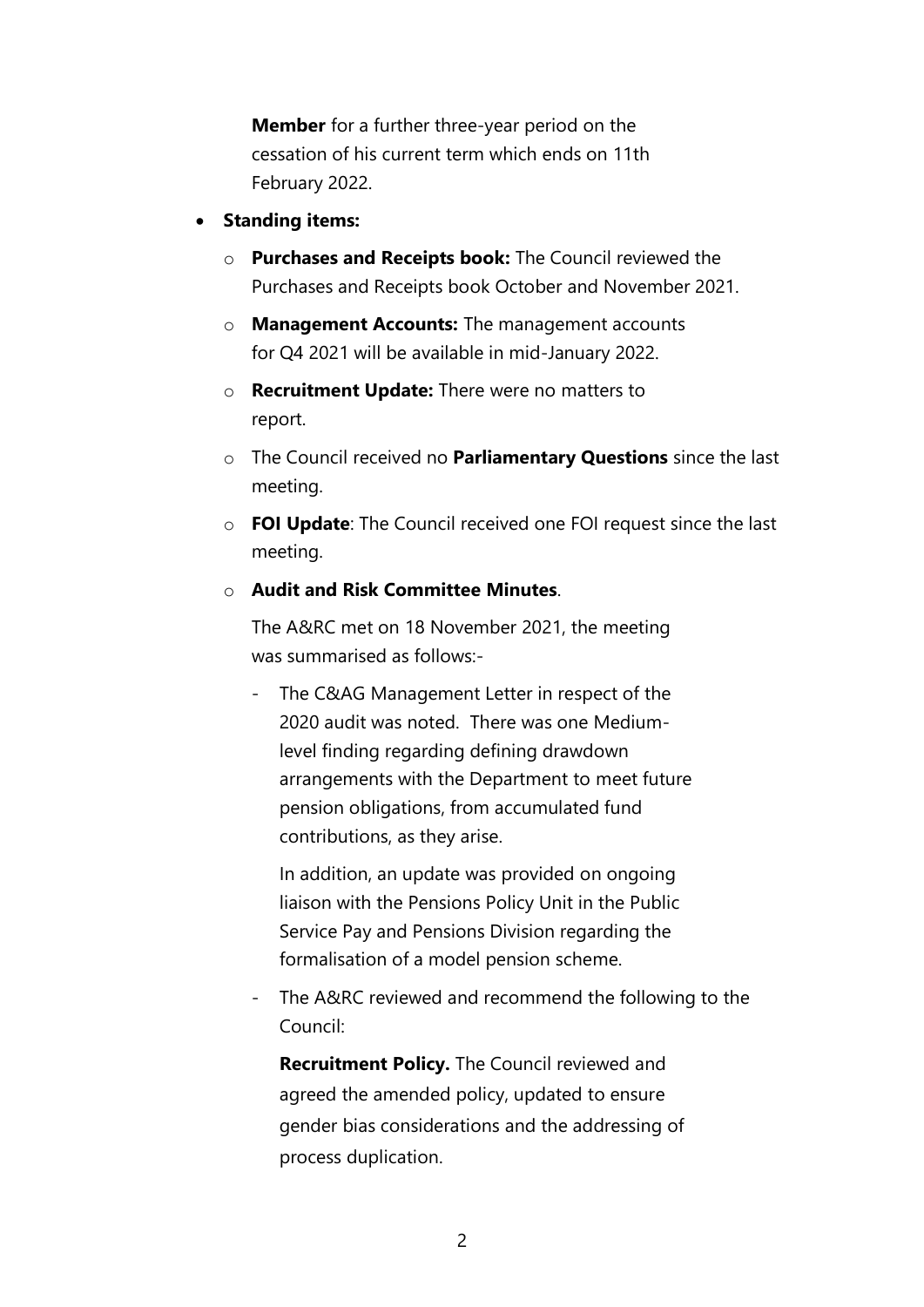**Member** for a further three-year period on the cessation of his current term which ends on 11th February 2022.

- **Standing items:**
  - **Purchases and Receipts book:** The Council reviewed the Purchases and Receipts book October and November 2021.
  - **Management Accounts:** The management accounts for Q4 2021 will be available in mid-January 2022.
  - **Recruitment Update:** There were no matters to report.
  - The Council received no **Parliamentary Questions** since the last meeting.
  - **FOI Update**: The Council received one FOI request since the last meeting.
  - **Audit and Risk Committee Minutes**.

    The A&RC met on 18 November 2021, the meeting was summarised as follows:-

    - The C&AG Management Letter in respect of the 2020 audit was noted. There was one Medium-level finding regarding defining drawdown arrangements with the Department to meet future pension obligations, from accumulated fund contributions, as they arise.

      In addition, an update was provided on ongoing liaison with the Pensions Policy Unit in the Public Service Pay and Pensions Division regarding the formalisation of a model pension scheme.

    - The A&RC reviewed and recommend the following to the Council:

      **Recruitment Policy.** The Council reviewed and agreed the amended policy, updated to ensure gender bias considerations and the addressing of process duplication.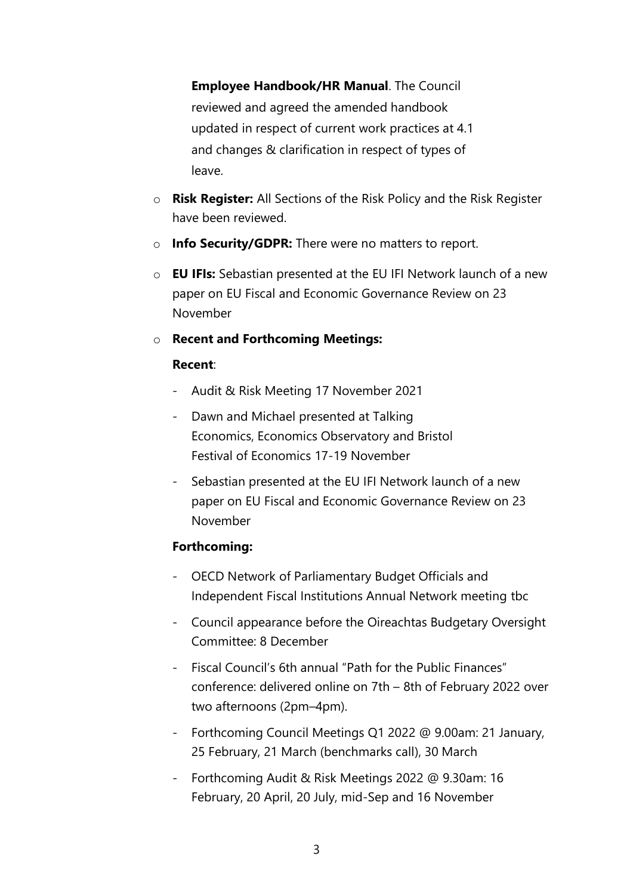**Employee Handbook/HR Manual**. The Council reviewed and agreed the amended handbook updated in respect of current work practices at 4.1 and changes & clarification in respect of types of leave.

- **Risk Register:** All Sections of the Risk Policy and the Risk Register have been reviewed.
- **Info Security/GDPR:** There were no matters to report.
- **EU IFIs:** Sebastian presented at the EU IFI Network launch of a new paper on EU Fiscal and Economic Governance Review on 23 November
- **Recent and Forthcoming Meetings:**

  **Recent**:

  - Audit & Risk Meeting 17 November 2021
  - Dawn and Michael presented at Talking Economics, Economics Observatory and Bristol Festival of Economics 17-19 November
  - Sebastian presented at the EU IFI Network launch of a new paper on EU Fiscal and Economic Governance Review on 23 November

  **Forthcoming:**

  - OECD Network of Parliamentary Budget Officials and Independent Fiscal Institutions Annual Network meeting tbc
  - Council appearance before the Oireachtas Budgetary Oversight Committee: 8 December
  - Fiscal Council's 6th annual "Path for the Public Finances" conference: delivered online on 7th – 8th of February 2022 over two afternoons (2pm–4pm).
  - Forthcoming Council Meetings Q1 2022 @ 9.00am: 21 January, 25 February, 21 March (benchmarks call), 30 March
  - Forthcoming Audit & Risk Meetings 2022 @ 9.30am: 16 February, 20 April, 20 July, mid-Sep and 16 November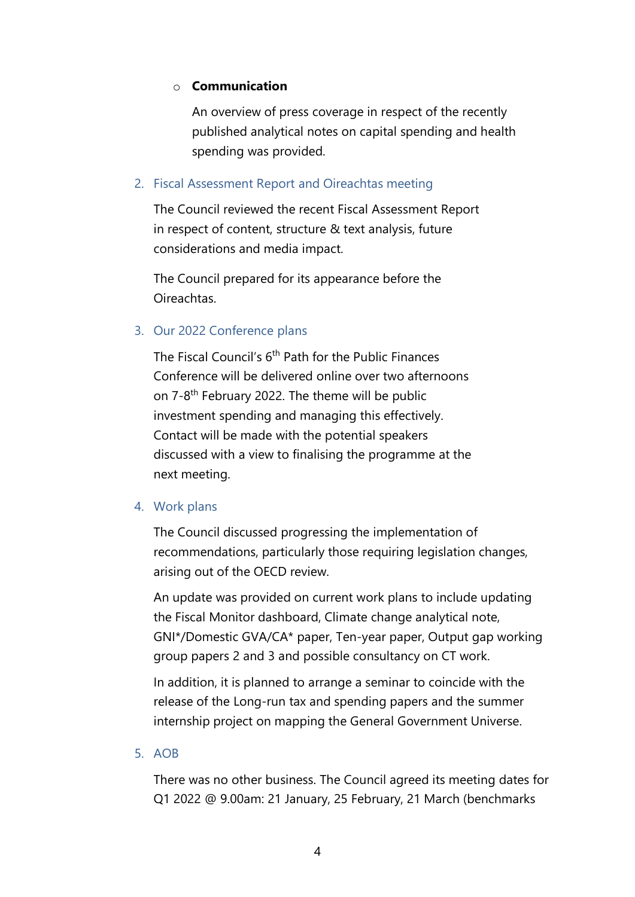- **Communication**

  An overview of press coverage in respect of the recently published analytical notes on capital spending and health spending was provided.

## 2. Fiscal Assessment Report and Oireachtas meeting

The Council reviewed the recent Fiscal Assessment Report in respect of content, structure & text analysis, future considerations and media impact.

The Council prepared for its appearance before the Oireachtas.

## 3. Our 2022 Conference plans

The Fiscal Council's 6th Path for the Public Finances Conference will be delivered online over two afternoons on 7-8th February 2022. The theme will be public investment spending and managing this effectively. Contact will be made with the potential speakers discussed with a view to finalising the programme at the next meeting.

## 4. Work plans

The Council discussed progressing the implementation of recommendations, particularly those requiring legislation changes, arising out of the OECD review.

An update was provided on current work plans to include updating the Fiscal Monitor dashboard, Climate change analytical note, GNI*/Domestic GVA/CA* paper, Ten-year paper, Output gap working group papers 2 and 3 and possible consultancy on CT work.

In addition, it is planned to arrange a seminar to coincide with the release of the Long-run tax and spending papers and the summer internship project on mapping the General Government Universe.

## 5. AOB

There was no other business. The Council agreed its meeting dates for Q1 2022 @ 9.00am: 21 January, 25 February, 21 March (benchmarks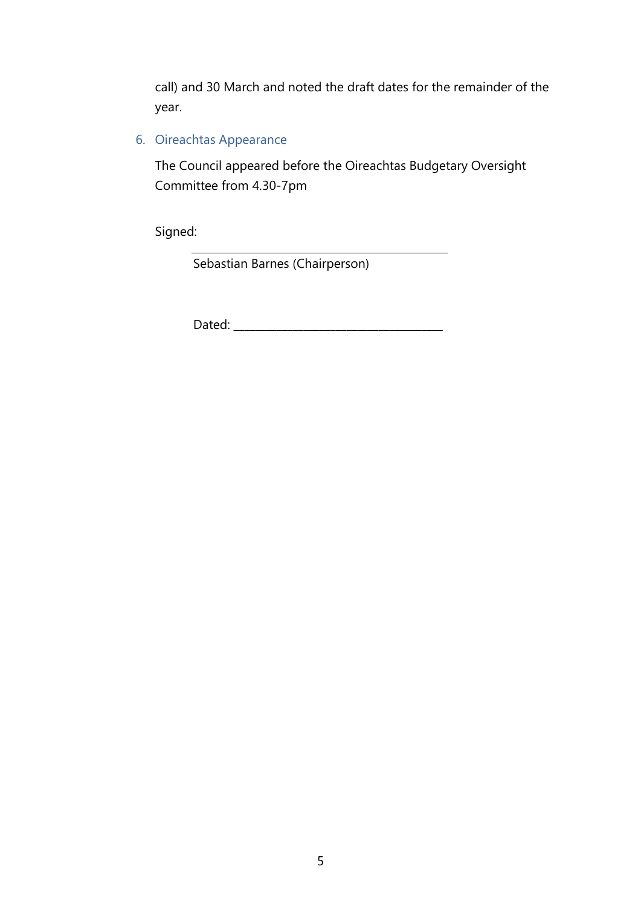call) and 30 March and noted the draft dates for the remainder of the year.

## 6. Oireachtas Appearance

The Council appeared before the Oireachtas Budgetary Oversight Committee from 4.30-7pm

Signed:

\_\_\_\_\_\_\_\_\_\_\_\_\_\_\_\_\_\_\_\_\_\_\_\_\_\_\_\_\_\_\_\_\_\_\_\_\_\_

Sebastian Barnes (Chairperson)

Dated: \_\_\_\_\_\_\_\_\_\_\_\_\_\_\_\_\_\_\_\_\_\_\_\_\_\_\_\_\_\_\_\_\_\_\_